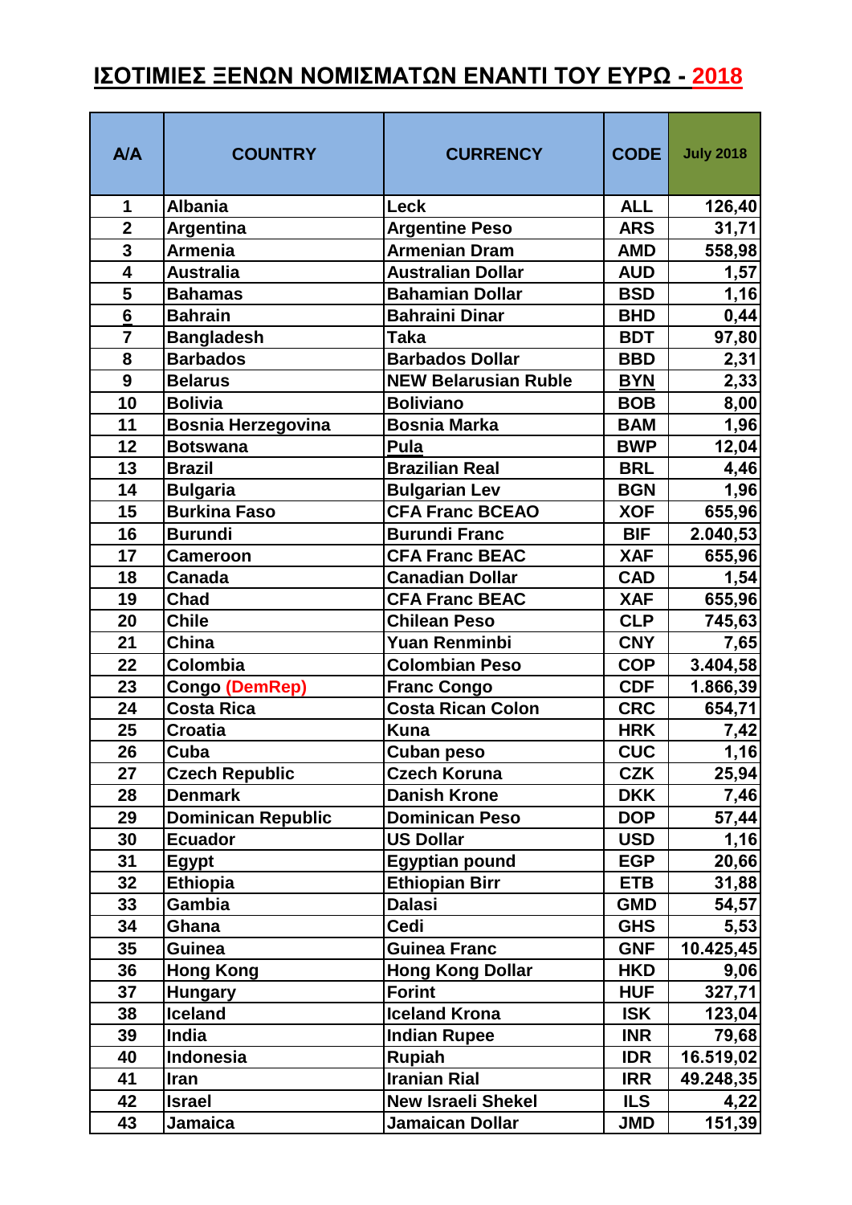# ΙΣΟΤΙΜΙΕΣ ΞΕΝΩΝ ΝΟΜΙΣΜΑΤΩΝ ΕΝΑΝΤΙ ΤΟΥ ΕΥΡΩ - 2018

| A/A | COUNTRY | CURRENCY | CODE | July 2018 |
|---|---|---|---|---|
| 1 | Albania | Leck | ALL | 126,40 |
| 2 | Argentina | Argentine Peso | ARS | 31,71 |
| 3 | Armenia | Armenian Dram | AMD | 558,98 |
| 4 | Australia | Australian Dollar | AUD | 1,57 |
| 5 | Bahamas | Bahamian Dollar | BSD | 1,16 |
| 6 | Bahrain | Bahraini Dinar | BHD | 0,44 |
| 7 | Bangladesh | Taka | BDT | 97,80 |
| 8 | Barbados | Barbados Dollar | BBD | 2,31 |
| 9 | Belarus | NEW Belarusian Ruble | BYN | 2,33 |
| 10 | Bolivia | Boliviano | BOB | 8,00 |
| 11 | Bosnia Herzegovina | Bosnia Marka | BAM | 1,96 |
| 12 | Botswana | Pula | BWP | 12,04 |
| 13 | Brazil | Brazilian Real | BRL | 4,46 |
| 14 | Bulgaria | Bulgarian Lev | BGN | 1,96 |
| 15 | Burkina Faso | CFA Franc BCEAO | XOF | 655,96 |
| 16 | Burundi | Burundi Franc | BIF | 2.040,53 |
| 17 | Cameroon | CFA Franc BEAC | XAF | 655,96 |
| 18 | Canada | Canadian Dollar | CAD | 1,54 |
| 19 | Chad | CFA Franc BEAC | XAF | 655,96 |
| 20 | Chile | Chilean Peso | CLP | 745,63 |
| 21 | China | Yuan Renminbi | CNY | 7,65 |
| 22 | Colombia | Colombian Peso | COP | 3.404,58 |
| 23 | Congo (DemRep) | Franc Congo | CDF | 1.866,39 |
| 24 | Costa Rica | Costa Rican Colon | CRC | 654,71 |
| 25 | Croatia | Kuna | HRK | 7,42 |
| 26 | Cuba | Cuban peso | CUC | 1,16 |
| 27 | Czech Republic | Czech Koruna | CZK | 25,94 |
| 28 | Denmark | Danish Krone | DKK | 7,46 |
| 29 | Dominican Republic | Dominican Peso | DOP | 57,44 |
| 30 | Ecuador | US Dollar | USD | 1,16 |
| 31 | Egypt | Egyptian pound | EGP | 20,66 |
| 32 | Ethiopia | Ethiopian Birr | ETB | 31,88 |
| 33 | Gambia | Dalasi | GMD | 54,57 |
| 34 | Ghana | Cedi | GHS | 5,53 |
| 35 | Guinea | Guinea Franc | GNF | 10.425,45 |
| 36 | Hong Kong | Hong Kong Dollar | HKD | 9,06 |
| 37 | Hungary | Forint | HUF | 327,71 |
| 38 | Iceland | Iceland Krona | ISK | 123,04 |
| 39 | India | Indian Rupee | INR | 79,68 |
| 40 | Indonesia | Rupiah | IDR | 16.519,02 |
| 41 | Iran | Iranian Rial | IRR | 49.248,35 |
| 42 | Israel | New Israeli Shekel | ILS | 4,22 |
| 43 | Jamaica | Jamaican Dollar | JMD | 151,39 |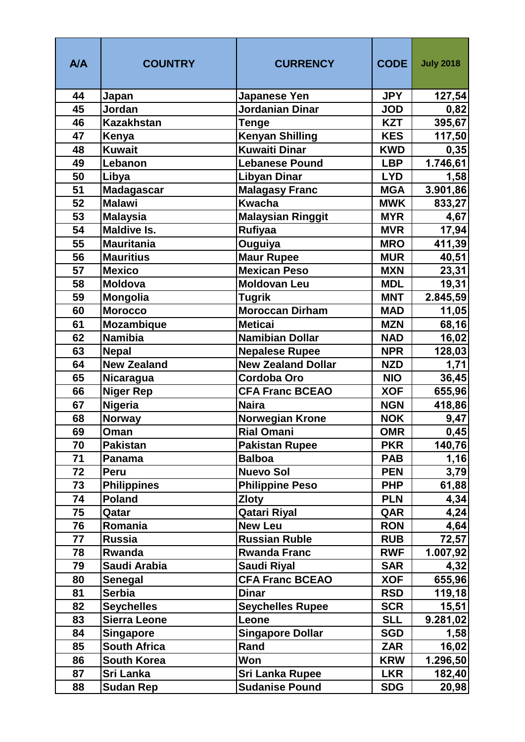| A/A | COUNTRY | CURRENCY | CODE | July 2018 |
|---|---|---|---|---|
| 44 | Japan | Japanese Yen | JPY | 127,54 |
| 45 | Jordan | Jordanian Dinar | JOD | 0,82 |
| 46 | Kazakhstan | Tenge | KZT | 395,67 |
| 47 | Kenya | Kenyan Shilling | KES | 117,50 |
| 48 | Kuwait | Kuwaiti Dinar | KWD | 0,35 |
| 49 | Lebanon | Lebanese Pound | LBP | 1.746,61 |
| 50 | Libya | Libyan Dinar | LYD | 1,58 |
| 51 | Madagascar | Malagasy Franc | MGA | 3.901,86 |
| 52 | Malawi | Kwacha | MWK | 833,27 |
| 53 | Malaysia | Malaysian Ringgit | MYR | 4,67 |
| 54 | Maldive Is. | Rufiyaa | MVR | 17,94 |
| 55 | Mauritania | Ouguiya | MRO | 411,39 |
| 56 | Mauritius | Maur Rupee | MUR | 40,51 |
| 57 | Mexico | Mexican Peso | MXN | 23,31 |
| 58 | Moldova | Moldovan Leu | MDL | 19,31 |
| 59 | Mongolia | Tugrik | MNT | 2.845,59 |
| 60 | Morocco | Moroccan Dirham | MAD | 11,05 |
| 61 | Mozambique | Meticai | MZN | 68,16 |
| 62 | Namibia | Namibian Dollar | NAD | 16,02 |
| 63 | Nepal | Nepalese Rupee | NPR | 128,03 |
| 64 | New Zealand | New Zealand Dollar | NZD | 1,71 |
| 65 | Nicaragua | Cordoba Oro | NIO | 36,45 |
| 66 | Niger Rep | CFA Franc BCEAO | XOF | 655,96 |
| 67 | Nigeria | Naira | NGN | 418,86 |
| 68 | Norway | Norwegian Krone | NOK | 9,47 |
| 69 | Oman | Rial Omani | OMR | 0,45 |
| 70 | Pakistan | Pakistan Rupee | PKR | 140,76 |
| 71 | Panama | Balboa | PAB | 1,16 |
| 72 | Peru | Nuevo Sol | PEN | 3,79 |
| 73 | Philippines | Philippine Peso | PHP | 61,88 |
| 74 | Poland | Zloty | PLN | 4,34 |
| 75 | Qatar | Qatari Riyal | QAR | 4,24 |
| 76 | Romania | New Leu | RON | 4,64 |
| 77 | Russia | Russian Ruble | RUB | 72,57 |
| 78 | Rwanda | Rwanda Franc | RWF | 1.007,92 |
| 79 | Saudi Arabia | Saudi Riyal | SAR | 4,32 |
| 80 | Senegal | CFA Franc BCEAO | XOF | 655,96 |
| 81 | Serbia | Dinar | RSD | 119,18 |
| 82 | Seychelles | Seychelles Rupee | SCR | 15,51 |
| 83 | Sierra Leone | Leone | SLL | 9.281,02 |
| 84 | Singapore | Singapore Dollar | SGD | 1,58 |
| 85 | South Africa | Rand | ZAR | 16,02 |
| 86 | South Korea | Won | KRW | 1.296,50 |
| 87 | Sri Lanka | Sri Lanka Rupee | LKR | 182,40 |
| 88 | Sudan Rep | Sudanise Pound | SDG | 20,98 |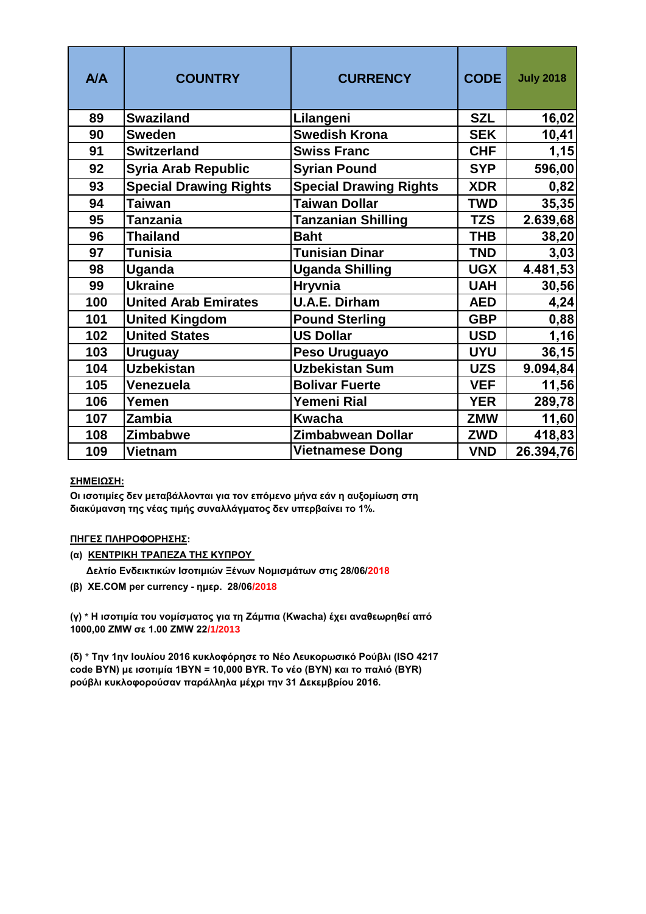| A/A | COUNTRY | CURRENCY | CODE | July 2018 |
|---|---|---|---|---|
| 89 | Swaziland | Lilangeni | SZL | 16,02 |
| 90 | Sweden | Swedish Krona | SEK | 10,41 |
| 91 | Switzerland | Swiss Franc | CHF | 1,15 |
| 92 | Syria Arab Republic | Syrian Pound | SYP | 596,00 |
| 93 | Special Drawing Rights | Special Drawing Rights | XDR | 0,82 |
| 94 | Taiwan | Taiwan Dollar | TWD | 35,35 |
| 95 | Tanzania | Tanzanian Shilling | TZS | 2.639,68 |
| 96 | Thailand | Baht | THB | 38,20 |
| 97 | Tunisia | Tunisian Dinar | TND | 3,03 |
| 98 | Uganda | Uganda Shilling | UGX | 4.481,53 |
| 99 | Ukraine | Hryvnia | UAH | 30,56 |
| 100 | United Arab Emirates | U.A.E. Dirham | AED | 4,24 |
| 101 | United Kingdom | Pound Sterling | GBP | 0,88 |
| 102 | United States | US Dollar | USD | 1,16 |
| 103 | Uruguay | Peso Uruguayo | UYU | 36,15 |
| 104 | Uzbekistan | Uzbekistan Sum | UZS | 9.094,84 |
| 105 | Venezuela | Bolivar Fuerte | VEF | 11,56 |
| 106 | Yemen | Yemeni Rial | YER | 289,78 |
| 107 | Zambia | Kwacha | ZMW | 11,60 |
| 108 | Zimbabwe | Zimbabwean Dollar | ZWD | 418,83 |
| 109 | Vietnam | Vietnamese Dong | VND | 26.394,76 |

**ΣΗΜΕΙΩΣΗ:**

**Οι ισοτιμίες δεν μεταβάλλονται για τον επόμενο μήνα εάν η αυξομίωση στη διακύμανση της νέας τιμής συναλλάγματος δεν υπερβαίνει το 1%.**

**ΠΗΓΕΣ ΠΛΗΡΟΦΟΡΗΣΗΣ:**

**(α) ΚΕΝΤΡΙΚΗ ΤΡΑΠΕΖΑ ΤΗΣ ΚΥΠΡΟΥ**

**Δελτίο Ενδεικτικών Ισοτιμιών Ξένων Νομισμάτων στις 28/06/2018**

**(β) XE.COM per currency - ημερ. 28/06/2018**

**(γ) * Η ισοτιμία του νομίσματος για τη Ζάμπια (Kwacha) έχει αναθεωρηθεί από 1000,00 ZMW σε 1.00 ZMW 22/1/2013**

**(δ) * Την 1ην Ιουλίου 2016 κυκλοφόρησε το Νέο Λευκορωσικό Ρούβλι (ISO 4217 code BYN) με ισοτιμία 1BYN = 10,000 BYR. Το νέο (BYN) και το παλιό (BYR) ρούβλι κυκλοφορούσαν παράλληλα μέχρι την 31 Δεκεμβρίου 2016.**